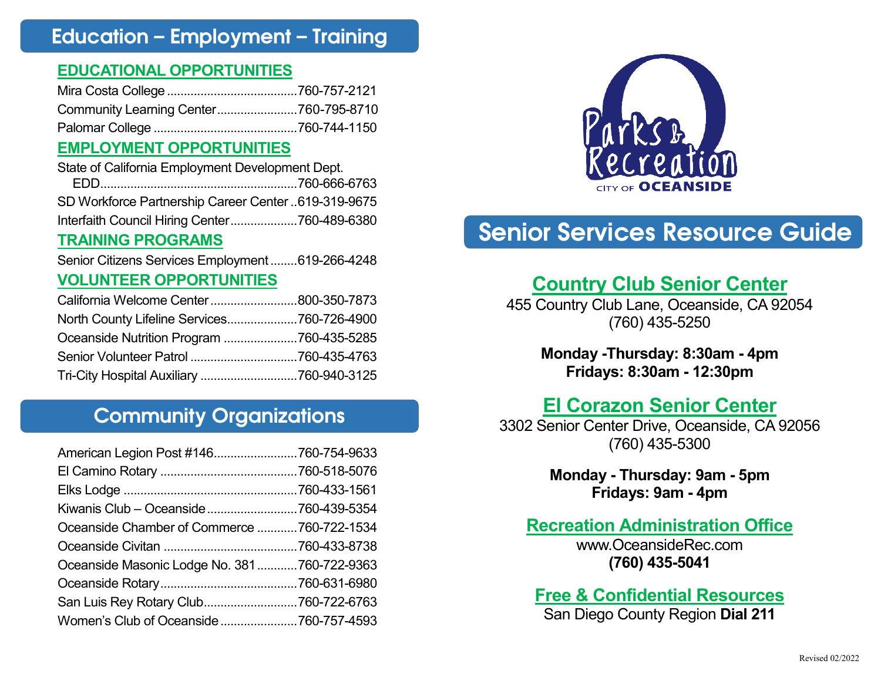# Education – Employment – Training

### EDUCATIONAL OPPORTUNITIES

Mira Costa College ....................................... 760-757-2121
Community Learning Center ........................ 760-795-8710
Palomar College ........................................... 760-744-1150

### EMPLOYMENT OPPORTUNITIES

State of California Employment Development Dept.
EDD ........................................................... 760-666-6763
SD Workforce Partnership Career Center .. 619-319-9675
Interfaith Council Hiring Center .................... 760-489-6380

### TRAINING PROGRAMS

Senior Citizens Services Employment ........ 619-266-4248

### VOLUNTEER OPPORTUNITIES

California Welcome Center .......................... 800-350-7873
North County Lifeline Services ..................... 760-726-4900
Oceanside Nutrition Program ...................... 760-435-5285
Senior Volunteer Patrol ................................ 760-435-4763
Tri-City Hospital Auxiliary ............................ 760-940-3125

# Community Organizations

American Legion Post #146 ......................... 760-754-9633
El Camino Rotary ......................................... 760-518-5076
Elks Lodge .................................................... 760-433-1561
Kiwanis Club – Oceanside ........................... 760-439-5354
Oceanside Chamber of Commerce ............ 760-722-1534
Oceanside Civitan ........................................ 760-433-8738
Oceanside Masonic Lodge No. 381 ............ 760-722-9363
Oceanside Rotary ......................................... 760-631-6980
San Luis Rey Rotary Club ............................ 760-722-6763
Women's Club of Oceanside ....................... 760-757-4593

Parks & Recreation
CITY OF OCEANSIDE

# Senior Services Resource Guide

## Country Club Senior Center

455 Country Club Lane, Oceanside, CA 92054
(760) 435-5250

**Monday -Thursday: 8:30am - 4pm**
**Fridays: 8:30am - 12:30pm**

## El Corazon Senior Center

3302 Senior Center Drive, Oceanside, CA 92056
(760) 435-5300

**Monday - Thursday: 9am - 5pm**
**Fridays: 9am - 4pm**

## Recreation Administration Office

www.OceansideRec.com
**(760) 435-5041**

## Free & Confidential Resources

San Diego County Region **Dial 211**

Revised 02/2022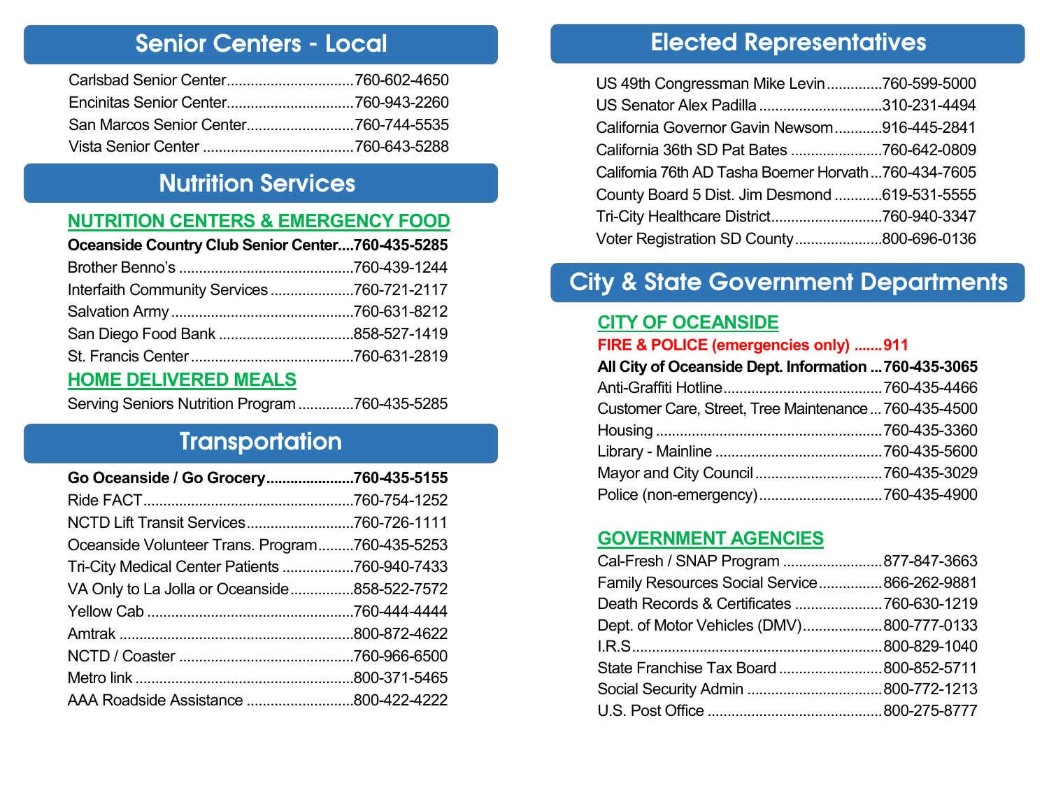## Senior Centers - Local

Carlsbad Senior Center................................760-602-4650
Encinitas Senior Center................................760-943-2260
San Marcos Senior Center...........................760-744-5535
Vista Senior Center ......................................760-643-5288

## Nutrition Services

### NUTRITION CENTERS & EMERGENCY FOOD

**Oceanside Country Club Senior Center....760-435-5285**
Brother Benno's ...........................................760-439-1244
Interfaith Community Services .....................760-721-2117
Salvation Army ..............................................760-631-8212
San Diego Food Bank ..................................858-527-1419
St. Francis Center .........................................760-631-2819

### HOME DELIVERED MEALS

Serving Seniors Nutrition Program ..............760-435-5285

## Transportation

**Go Oceanside / Go Grocery.....................760-435-5155**
Ride FACT.....................................................760-754-1252
NCTD Lift Transit Services...........................760-726-1111
Oceanside Volunteer Trans. Program.........760-435-5253
Tri-City Medical Center Patients ..................760-940-7433
VA Only to La Jolla or Oceanside................858-522-7572
Yellow Cab ....................................................760-444-4444
Amtrak ...........................................................800-872-4622
NCTD / Coaster ............................................760-966-6500
Metro link .......................................................800-371-5465
AAA Roadside Assistance ...........................800-422-4222

## Elected Representatives

US 49th Congressman Mike Levin..............760-599-5000
US Senator Alex Padilla ...............................310-231-4494
California Governor Gavin Newsom............916-445-2841
California 36th SD Pat Bates .......................760-642-0809
California 76th AD Tasha Boerner Horvath...760-434-7605
County Board 5 Dist. Jim Desmond ............619-531-5555
Tri-City Healthcare District............................760-940-3347
Voter Registration SD County......................800-696-0136

## City & State Government Departments

### CITY OF OCEANSIDE

**FIRE & POLICE (emergencies only) .......911**
**All City of Oceanside Dept. Information ...760-435-3065**
Anti-Graffiti Hotline........................................760-435-4466
Customer Care, Street, Tree Maintenance...760-435-4500
Housing .........................................................760-435-3360
Library - Mainline ..........................................760-435-5600
Mayor and City Council ................................760-435-3029
Police (non-emergency)................................760-435-4900

### GOVERNMENT AGENCIES

Cal-Fresh / SNAP Program .........................877-847-3663
Family Resources Social Service................866-262-9881
Death Records & Certificates ......................760-630-1219
Dept. of Motor Vehicles (DMV)....................800-777-0133
I.R.S..............................................................800-829-1040
State Franchise Tax Board ..........................800-852-5711
Social Security Admin .................................800-772-1213
U.S. Post Office ............................................800-275-8777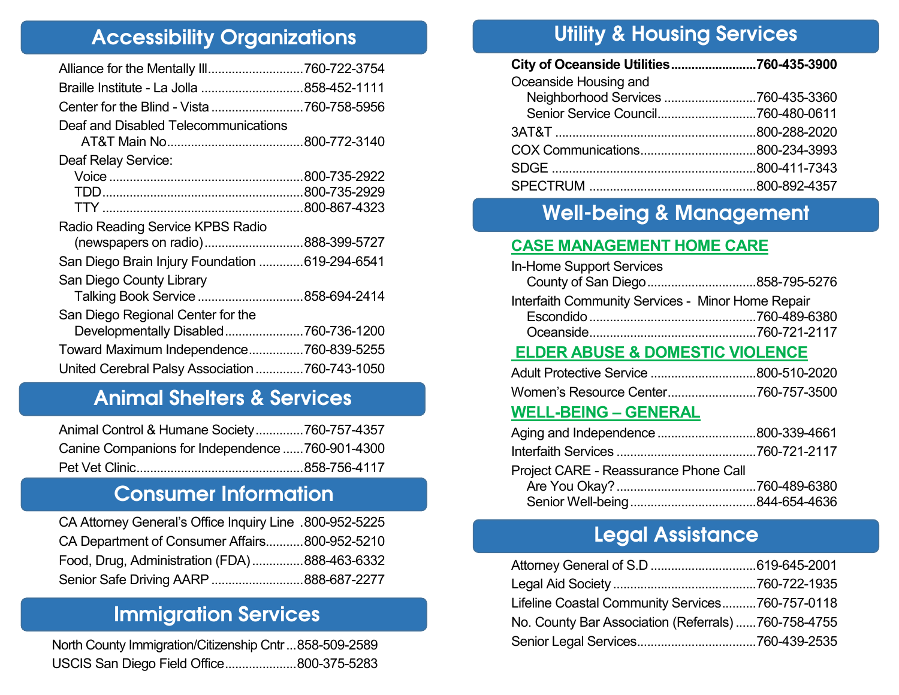## Accessibility Organizations

- Alliance for the Mentally Ill............................760-722-3754
- Braille Institute - La Jolla ..............................858-452-1111
- Center for the Blind - Vista ..........................760-758-5956
- Deaf and Disabled Telecommunications
  - AT&T Main No.........................................800-772-3140
- Deaf Relay Service:
  - Voice ..........................................................800-735-2922
  - TDD..............................................................800-735-2929
  - TTY .............................................................800-867-4323
- Radio Reading Service KPBS Radio
  - (newspapers on radio)............................888-399-5727
- San Diego Brain Injury Foundation .............619-294-6541
- San Diego County Library
  - Talking Book Service ..............................858-694-2414
- San Diego Regional Center for the
  - Developmentally Disabled.......................760-736-1200
- Toward Maximum Independence................760-839-5255
- United Cerebral Palsy Association..............760-743-1050

## Animal Shelters & Services

- Animal Control & Humane Society..............760-757-4357
- Canine Companions for Independence ......760-901-4300
- Pet Vet Clinic................................................858-756-4117

## Consumer Information

- CA Attorney General's Office Inquiry Line .800-952-5225
- CA Department of Consumer Affairs...........800-952-5210
- Food, Drug, Administration (FDA)...............888-463-6332
- Senior Safe Driving AARP ...........................888-687-2277

## Immigration Services

- North County Immigration/Citizenship Cntr ...858-509-2589
- USCIS San Diego Field Office.....................800-375-5283

## Utility & Housing Services

- **City of Oceanside Utilities.........................760-435-3900**
- Oceanside Housing and
  - Neighborhood Services ...........................760-435-3360
  - Senior Service Council............................760-480-0611
- 3AT&T ..........................................................800-288-2020
- COX Communications.................................800-234-3993
- SDGE ...........................................................800-411-7343
- SPECTRUM ................................................800-892-4357

## Well-being & Management

### CASE MANAGEMENT HOME CARE

- In-Home Support Services
  - County of San Diego................................858-795-5276
- Interfaith Community Services - Minor Home Repair
  - Escondido ................................................760-489-6380
  - Oceanside................................................760-721-2117

### ELDER ABUSE & DOMESTIC VIOLENCE

- Adult Protective Service ...............................800-510-2020
- Women's Resource Center..........................760-757-3500

### WELL-BEING – GENERAL

- Aging and Independence .............................800-339-4661
- Interfaith Services ........................................760-721-2117
- Project CARE - Reassurance Phone Call
  - Are You Okay? .........................................760-489-6380
  - Senior Well-being .....................................844-654-4636

## Legal Assistance

- Attorney General of S.D ...............................619-645-2001
- Legal Aid Society ..........................................760-722-1935
- Lifeline Coastal Community Services..........760-757-0118
- No. County Bar Association (Referrals) ......760-758-4755
- Senior Legal Services..................................760-439-2535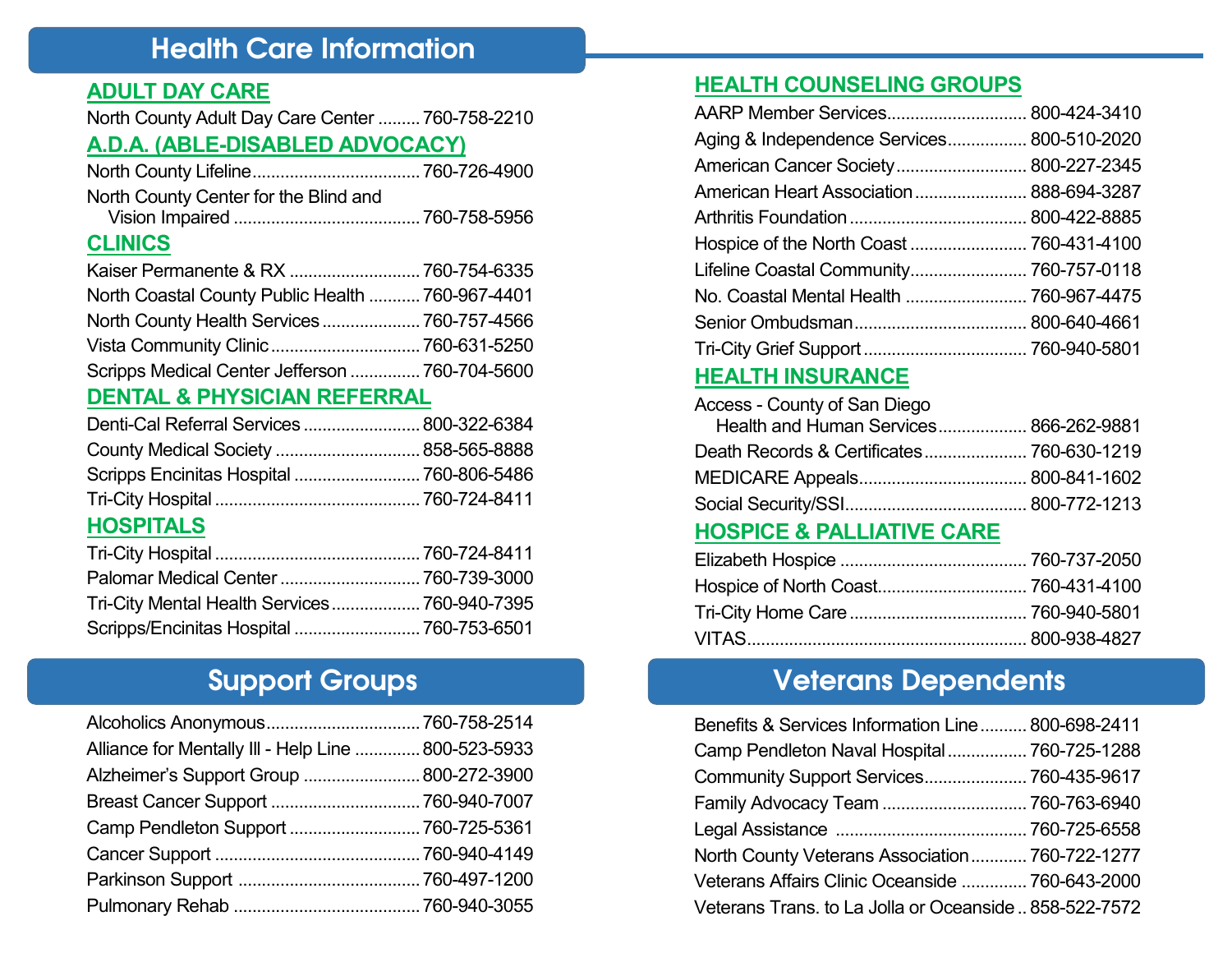## Health Care Information

### ADULT DAY CARE

North County Adult Day Care Center ......... 760-758-2210

### A.D.A. (ABLE-DISABLED ADVOCACY)

North County Lifeline .................................... 760-726-4900

North County Center for the Blind and Vision Impaired ........................................ 760-758-5956

### CLINICS

Kaiser Permanente & RX ............................ 760-754-6335

North Coastal County Public Health ........... 760-967-4401

North County Health Services ..................... 760-757-4566

Vista Community Clinic ................................ 760-631-5250

Scripps Medical Center Jefferson ............... 760-704-5600

### DENTAL & PHYSICIAN REFERRAL

Denti-Cal Referral Services ......................... 800-322-6384

County Medical Society ............................... 858-565-8888

Scripps Encinitas Hospital ........................... 760-806-5486

Tri-City Hospital ............................................ 760-724-8411

### HOSPITALS

Tri-City Hospital ............................................ 760-724-8411

Palomar Medical Center .............................. 760-739-3000

Tri-City Mental Health Services ................... 760-940-7395

Scripps/Encinitas Hospital ........................... 760-753-6501

### HEALTH COUNSELING GROUPS

AARP Member Services .............................. 800-424-3410

Aging & Independence Services ................. 800-510-2020

American Cancer Society ............................ 800-227-2345

American Heart Association ........................ 888-694-3287

Arthritis Foundation ..................................... 800-422-8885

Hospice of the North Coast ......................... 760-431-4100

Lifeline Coastal Community ......................... 760-757-0118

No. Coastal Mental Health .......................... 760-967-4475

Senior Ombudsman ..................................... 800-640-4661

Tri-City Grief Support .................................. 760-940-5801

### HEALTH INSURANCE

Access - County of San Diego Health and Human Services ................... 866-262-9881

Death Records & Certificates ...................... 760-630-1219

MEDICARE Appeals .................................... 800-841-1602

Social Security/SSI ...................................... 800-772-1213

### HOSPICE & PALLIATIVE CARE

Elizabeth Hospice ........................................ 760-737-2050

Hospice of North Coast ................................ 760-431-4100

Tri-City Home Care ...................................... 760-940-5801

VITAS ............................................................ 800-938-4827

## Support Groups

Alcoholics Anonymous ................................. 760-758-2514

Alliance for Mentally Ill - Help Line .............. 800-523-5933

Alzheimer's Support Group ......................... 800-272-3900

Breast Cancer Support ................................ 760-940-7007

Camp Pendleton Support ............................ 760-725-5361

Cancer Support ............................................ 760-940-4149

Parkinson Support ....................................... 760-497-1200

Pulmonary Rehab ........................................ 760-940-3055

## Veterans Dependents

Benefits & Services Information Line .......... 800-698-2411

Camp Pendleton Naval Hospital ................. 760-725-1288

Community Support Services ...................... 760-435-9617

Family Advocacy Team ............................... 760-763-6940

Legal Assistance ......................................... 760-725-6558

North County Veterans Association ............ 760-722-1277

Veterans Affairs Clinic Oceanside .............. 760-643-2000

Veterans Trans. to La Jolla or Oceanside .. 858-522-7572